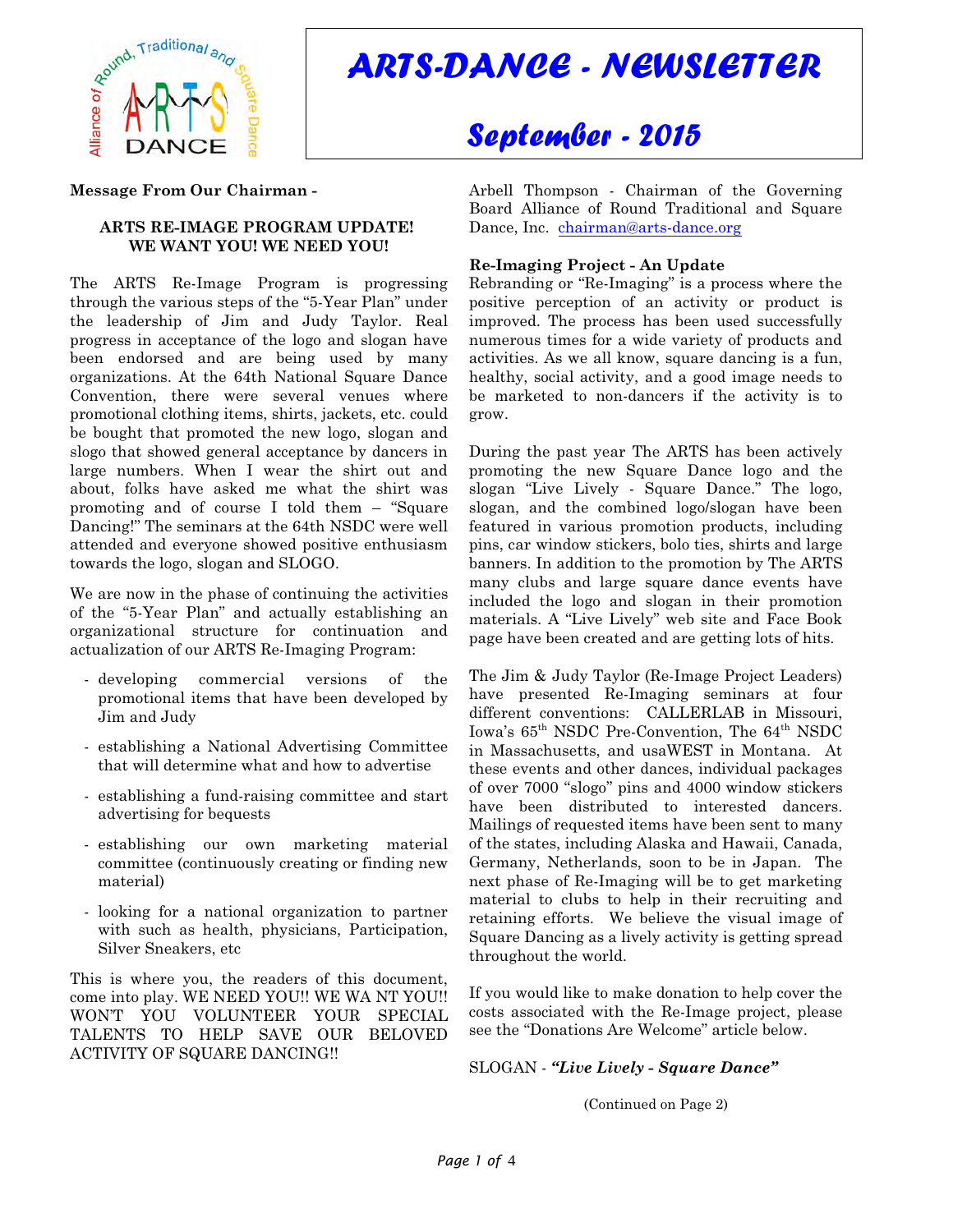# ARTS-DANCE - NEWSLETTER

## September - 2015

**Message From Our Chairman -**

**ARTS RE-IMAGE PROGRAM UPDATE!**
**WE WANT YOU! WE NEED YOU!**

The ARTS Re-Image Program is progressing through the various steps of the "5-Year Plan" under the leadership of Jim and Judy Taylor. Real progress in acceptance of the logo and slogan have been endorsed and are being used by many organizations. At the 64th National Square Dance Convention, there were several venues where promotional clothing items, shirts, jackets, etc. could be bought that promoted the new logo, slogan and slogo that showed general acceptance by dancers in large numbers. When I wear the shirt out and about, folks have asked me what the shirt was promoting and of course I told them – "Square Dancing!" The seminars at the 64th NSDC were well attended and everyone showed positive enthusiasm towards the logo, slogan and SLOGO.

We are now in the phase of continuing the activities of the "5-Year Plan" and actually establishing an organizational structure for continuation and actualization of our ARTS Re-Imaging Program:

- developing commercial versions of the promotional items that have been developed by Jim and Judy
- establishing a National Advertising Committee that will determine what and how to advertise
- establishing a fund-raising committee and start advertising for bequests
- establishing our own marketing material committee (continuously creating or finding new material)
- looking for a national organization to partner with such as health, physicians, Participation, Silver Sneakers, etc

This is where you, the readers of this document, come into play. WE NEED YOU!! WE WA NT YOU!! WON'T YOU VOLUNTEER YOUR SPECIAL TALENTS TO HELP SAVE OUR BELOVED ACTIVITY OF SQUARE DANCING!!

Arbell Thompson - Chairman of the Governing Board Alliance of Round Traditional and Square Dance, Inc. chairman@arts-dance.org

**Re-Imaging Project - An Update**

Rebranding or "Re-Imaging" is a process where the positive perception of an activity or product is improved. The process has been used successfully numerous times for a wide variety of products and activities. As we all know, square dancing is a fun, healthy, social activity, and a good image needs to be marketed to non-dancers if the activity is to grow.

During the past year The ARTS has been actively promoting the new Square Dance logo and the slogan "Live Lively - Square Dance." The logo, slogan, and the combined logo/slogan have been featured in various promotion products, including pins, car window stickers, bolo ties, shirts and large banners. In addition to the promotion by The ARTS many clubs and large square dance events have included the logo and slogan in their promotion materials. A "Live Lively" web site and Face Book page have been created and are getting lots of hits.

The Jim & Judy Taylor (Re-Image Project Leaders) have presented Re-Imaging seminars at four different conventions: CALLERLAB in Missouri, Iowa's 65th NSDC Pre-Convention, The 64th NSDC in Massachusetts, and usaWEST in Montana. At these events and other dances, individual packages of over 7000 "slogo" pins and 4000 window stickers have been distributed to interested dancers. Mailings of requested items have been sent to many of the states, including Alaska and Hawaii, Canada, Germany, Netherlands, soon to be in Japan. The next phase of Re-Imaging will be to get marketing material to clubs to help in their recruiting and retaining efforts. We believe the visual image of Square Dancing as a lively activity is getting spread throughout the world.

If you would like to make donation to help cover the costs associated with the Re-Image project, please see the "Donations Are Welcome" article below.

SLOGAN - ***"Live Lively - Square Dance"***

(Continued on Page 2)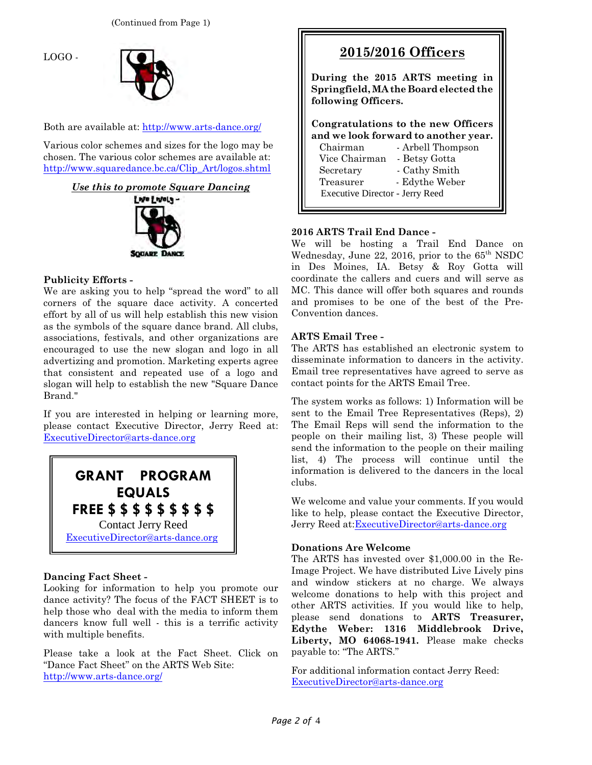(Continued from Page 1)

LOGO -

Both are available at: http://www.arts-dance.org/

Various color schemes and sizes for the logo may be chosen. The various color schemes are available at: http://www.squaredance.bc.ca/Clip_Art/logos.shtml

***Use this to promote Square Dancing***

Live Lively -

SQUARE DANCE

**Publicity Efforts -**

We are asking you to help "spread the word" to all corners of the square dace activity. A concerted effort by all of us will help establish this new vision as the symbols of the square dance brand. All clubs, associations, festivals, and other organizations are encouraged to use the new slogan and logo in all advertizing and promotion. Marketing experts agree that consistent and repeated use of a logo and slogan will help to establish the new "Square Dance Brand."

If you are interested in helping or learning more, please contact Executive Director, Jerry Reed at: ExecutiveDirector@arts-dance.org

**GRANT PROGRAM EQUALS FREE $ $ $ $ $ $ $ $ $**

Contact Jerry Reed
ExecutiveDirector@arts-dance.org

**Dancing Fact Sheet -**

Looking for information to help you promote our dance activity? The focus of the FACT SHEET is to help those who deal with the media to inform them dancers know full well - this is a terrific activity with multiple benefits.

Please take a look at the Fact Sheet. Click on "Dance Fact Sheet" on the ARTS Web Site: http://www.arts-dance.org/

## 2015/2016 Officers

**During the 2015 ARTS meeting in Springfield, MA the Board elected the following Officers.**

**Congratulations to the new Officers and we look forward to another year.**

Chairman - Arbell Thompson
Vice Chairman - Betsy Gotta
Secretary - Cathy Smith
Treasurer - Edythe Weber
Executive Director - Jerry Reed

**2016 ARTS Trail End Dance -**

We will be hosting a Trail End Dance on Wednesday, June 22, 2016, prior to the 65th NSDC in Des Moines, IA. Betsy & Roy Gotta will coordinate the callers and cuers and will serve as MC. This dance will offer both squares and rounds and promises to be one of the best of the Pre-Convention dances.

**ARTS Email Tree -**

The ARTS has established an electronic system to disseminate information to dancers in the activity. Email tree representatives have agreed to serve as contact points for the ARTS Email Tree.

The system works as follows: 1) Information will be sent to the Email Tree Representatives (Reps), 2) The Email Reps will send the information to the people on their mailing list, 3) These people will send the information to the people on their mailing list, 4) The process will continue until the information is delivered to the dancers in the local clubs.

We welcome and value your comments. If you would like to help, please contact the Executive Director, Jerry Reed at:ExecutiveDirector@arts-dance.org

**Donations Are Welcome**

The ARTS has invested over $1,000.00 in the Re-Image Project. We have distributed Live Lively pins and window stickers at no charge. We always welcome donations to help with this project and other ARTS activities. If you would like to help, please send donations to **ARTS Treasurer, Edythe Weber: 1316 Middlebrook Drive, Liberty, MO 64068-1941.** Please make checks payable to: "The ARTS."

For additional information contact Jerry Reed: ExecutiveDirector@arts-dance.org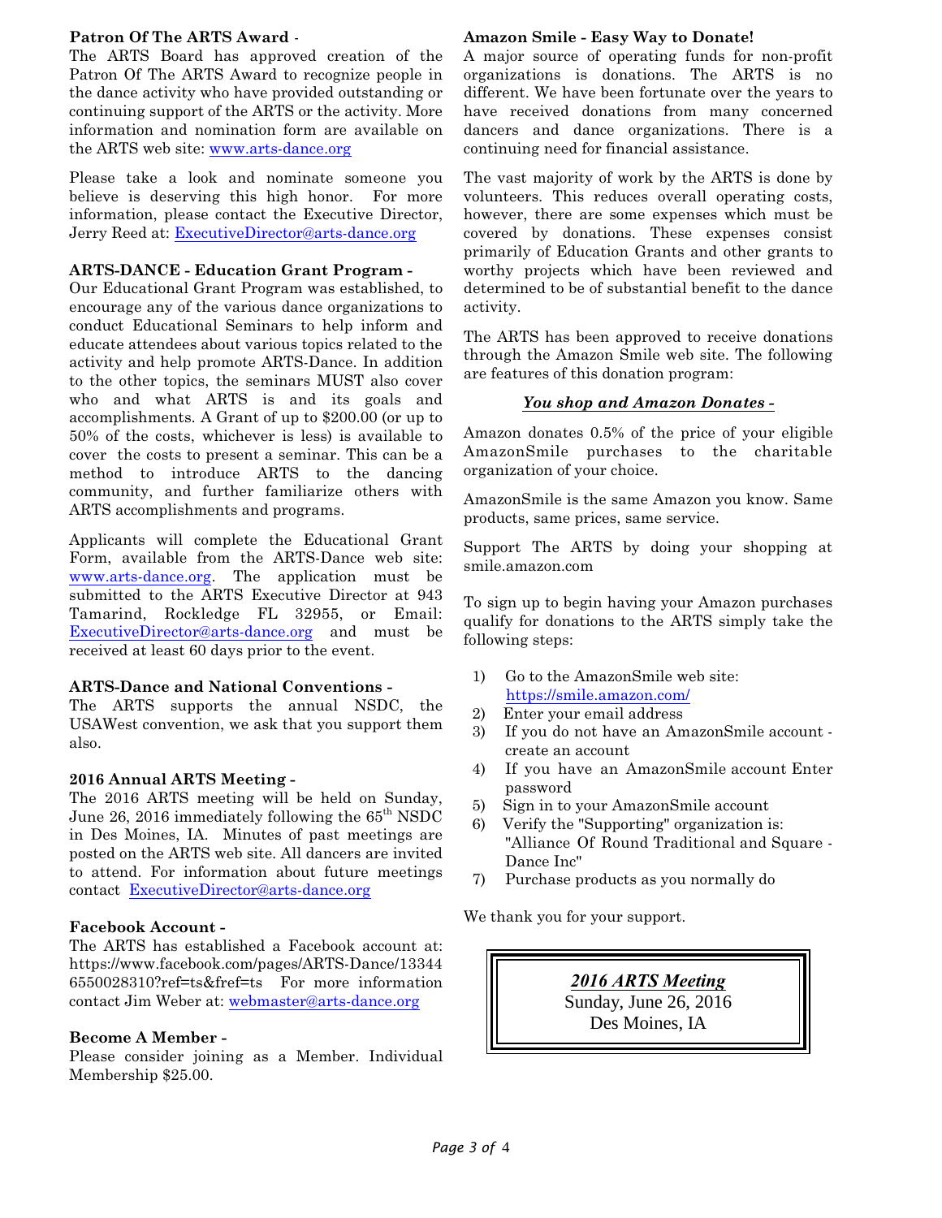**Patron Of The ARTS Award** -

The ARTS Board has approved creation of the Patron Of The ARTS Award to recognize people in the dance activity who have provided outstanding or continuing support of the ARTS or the activity. More information and nomination form are available on the ARTS web site: www.arts-dance.org

Please take a look and nominate someone you believe is deserving this high honor. For more information, please contact the Executive Director, Jerry Reed at: ExecutiveDirector@arts-dance.org

**ARTS-DANCE - Education Grant Program -**

Our Educational Grant Program was established, to encourage any of the various dance organizations to conduct Educational Seminars to help inform and educate attendees about various topics related to the activity and help promote ARTS-Dance. In addition to the other topics, the seminars MUST also cover who and what ARTS is and its goals and accomplishments. A Grant of up to $200.00 (or up to 50% of the costs, whichever is less) is available to cover the costs to present a seminar. This can be a method to introduce ARTS to the dancing community, and further familiarize others with ARTS accomplishments and programs.

Applicants will complete the Educational Grant Form, available from the ARTS-Dance web site: www.arts-dance.org. The application must be submitted to the ARTS Executive Director at 943 Tamarind, Rockledge FL 32955, or Email: ExecutiveDirector@arts-dance.org and must be received at least 60 days prior to the event.

**ARTS-Dance and National Conventions -**

The ARTS supports the annual NSDC, the USAWest convention, we ask that you support them also.

**2016 Annual ARTS Meeting -**

The 2016 ARTS meeting will be held on Sunday, June 26, 2016 immediately following the 65th NSDC in Des Moines, IA. Minutes of past meetings are posted on the ARTS web site. All dancers are invited to attend. For information about future meetings contact ExecutiveDirector@arts-dance.org

**Facebook Account -**

The ARTS has established a Facebook account at: https://www.facebook.com/pages/ARTS-Dance/133446550028310?ref=ts&fref=ts For more information contact Jim Weber at: webmaster@arts-dance.org

**Become A Member -**

Please consider joining as a Member. Individual Membership $25.00.

**Amazon Smile - Easy Way to Donate!**

A major source of operating funds for non-profit organizations is donations. The ARTS is no different. We have been fortunate over the years to have received donations from many concerned dancers and dance organizations. There is a continuing need for financial assistance.

The vast majority of work by the ARTS is done by volunteers. This reduces overall operating costs, however, there are some expenses which must be covered by donations. These expenses consist primarily of Education Grants and other grants to worthy projects which have been reviewed and determined to be of substantial benefit to the dance activity.

The ARTS has been approved to receive donations through the Amazon Smile web site. The following are features of this donation program:

***You shop and Amazon Donates -***

Amazon donates 0.5% of the price of your eligible AmazonSmile purchases to the charitable organization of your choice.

AmazonSmile is the same Amazon you know. Same products, same prices, same service.

Support The ARTS by doing your shopping at smile.amazon.com

To sign up to begin having your Amazon purchases qualify for donations to the ARTS simply take the following steps:

1) Go to the AmazonSmile web site: https://smile.amazon.com/
2) Enter your email address
3) If you do not have an AmazonSmile account - create an account
4) If you have an AmazonSmile account Enter password
5) Sign in to your AmazonSmile account
6) Verify the "Supporting" organization is: "Alliance Of Round Traditional and Square - Dance Inc"
7) Purchase products as you normally do

We thank you for your support.

***2016 ARTS Meeting***
Sunday, June 26, 2016
Des Moines, IA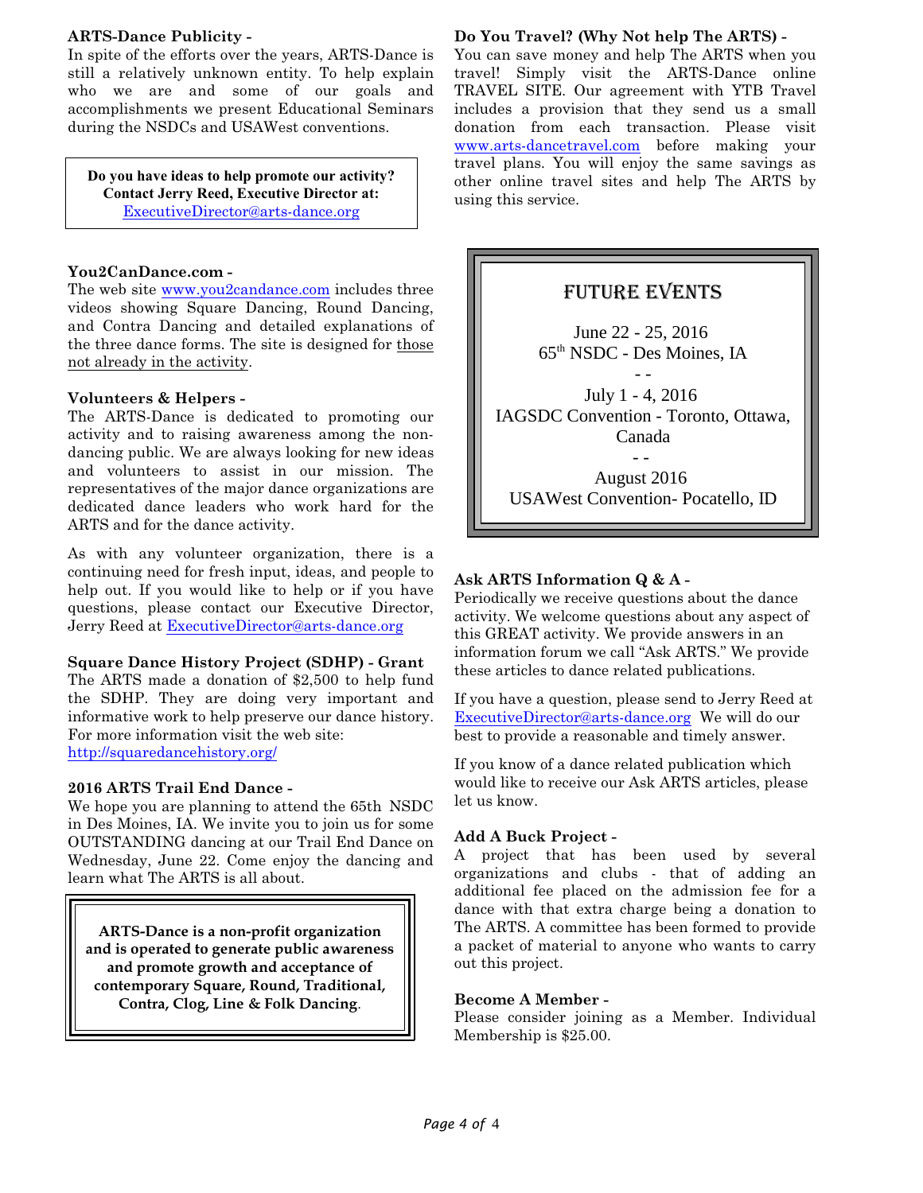### ARTS-Dance Publicity -

In spite of the efforts over the years, ARTS-Dance is still a relatively unknown entity. To help explain who we are and some of our goals and accomplishments we present Educational Seminars during the NSDCs and USAWest conventions.

**Do you have ideas to help promote our activity?**
**Contact Jerry Reed, Executive Director at:**
ExecutiveDirector@arts-dance.org

### You2CanDance.com -

The web site www.you2candance.com includes three videos showing Square Dancing, Round Dancing, and Contra Dancing and detailed explanations of the three dance forms. The site is designed for those not already in the activity.

### Volunteers & Helpers -

The ARTS-Dance is dedicated to promoting our activity and to raising awareness among the non-dancing public. We are always looking for new ideas and volunteers to assist in our mission. The representatives of the major dance organizations are dedicated dance leaders who work hard for the ARTS and for the dance activity.

As with any volunteer organization, there is a continuing need for fresh input, ideas, and people to help out. If you would like to help or if you have questions, please contact our Executive Director, Jerry Reed at ExecutiveDirector@arts-dance.org

### Square Dance History Project (SDHP) - Grant

The ARTS made a donation of $2,500 to help fund the SDHP. They are doing very important and informative work to help preserve our dance history. For more information visit the web site: http://squaredancehistory.org/

### 2016 ARTS Trail End Dance -

We hope you are planning to attend the 65th NSDC in Des Moines, IA. We invite you to join us for some OUTSTANDING dancing at our Trail End Dance on Wednesday, June 22. Come enjoy the dancing and learn what The ARTS is all about.

**ARTS-Dance is a non-profit organization and is operated to generate public awareness and promote growth and acceptance of contemporary Square, Round, Traditional, Contra, Clog, Line & Folk Dancing.**

### Do You Travel? (Why Not help The ARTS) -

You can save money and help The ARTS when you travel! Simply visit the ARTS-Dance online TRAVEL SITE. Our agreement with YTB Travel includes a provision that they send us a small donation from each transaction. Please visit www.arts-dancetravel.com before making your travel plans. You will enjoy the same savings as other online travel sites and help The ARTS by using this service.

## FUTURE EVENTS

June 22 - 25, 2016
65th NSDC - Des Moines, IA

- -

July 1 - 4, 2016
IAGSDC Convention - Toronto, Ottawa, Canada

- -

August 2016
USAWest Convention- Pocatello, ID

### Ask ARTS Information Q & A -

Periodically we receive questions about the dance activity. We welcome questions about any aspect of this GREAT activity. We provide answers in an information forum we call "Ask ARTS." We provide these articles to dance related publications.

If you have a question, please send to Jerry Reed at ExecutiveDirector@arts-dance.org We will do our best to provide a reasonable and timely answer.

If you know of a dance related publication which would like to receive our Ask ARTS articles, please let us know.

### Add A Buck Project -

A project that has been used by several organizations and clubs - that of adding an additional fee placed on the admission fee for a dance with that extra charge being a donation to The ARTS. A committee has been formed to provide a packet of material to anyone who wants to carry out this project.

### Become A Member -

Please consider joining as a Member. Individual Membership is $25.00.